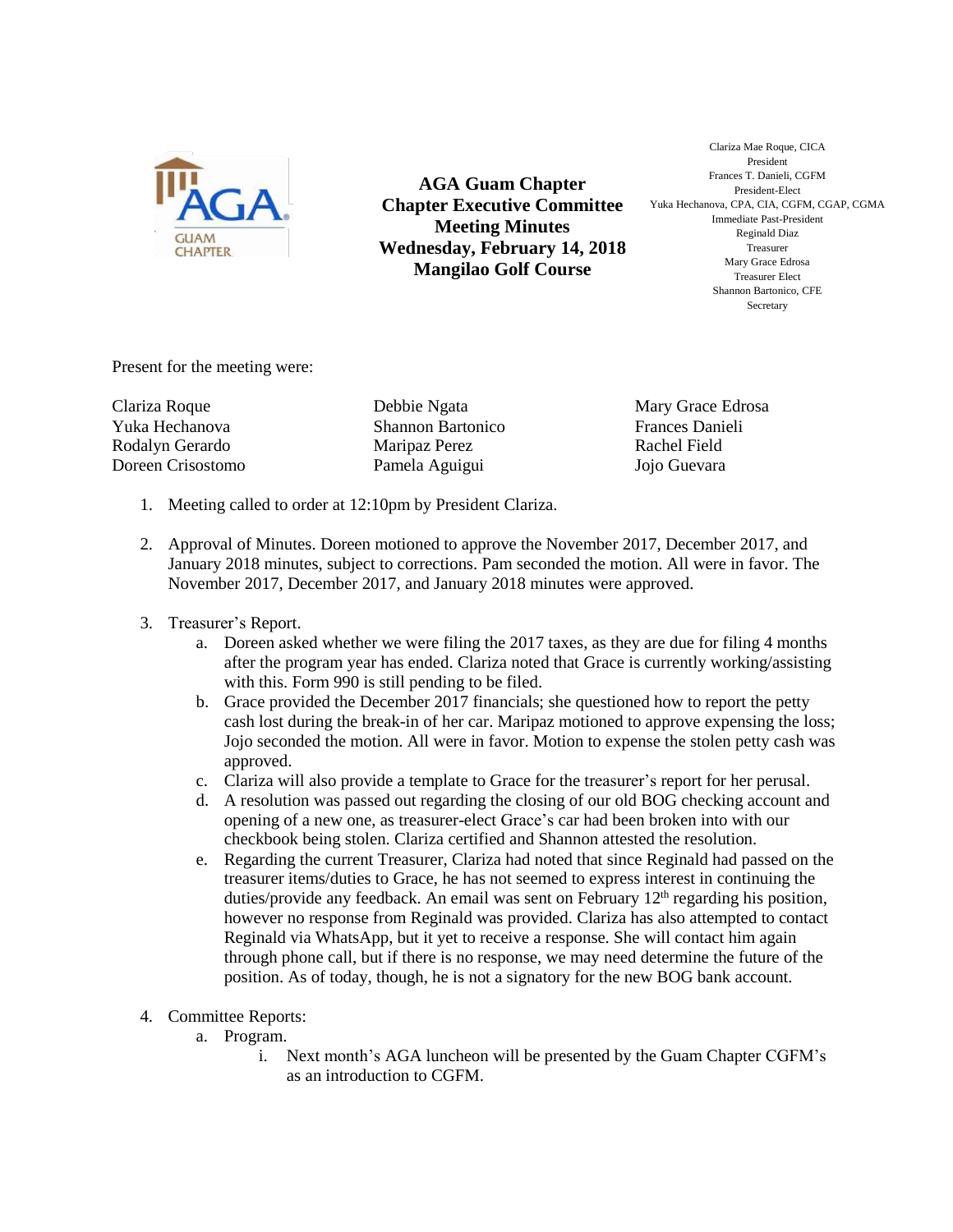# AGA Guam Chapter
## Chapter Executive Committee Meeting Minutes
## Wednesday, February 14, 2018
## Mangilao Golf Course

Clariza Mae Roque, CICA
President
Frances T. Danieli, CGFM
President-Elect
Yuka Hechanova, CPA, CIA, CGFM, CGAP, CGMA
Immediate Past-President
Reginald Diaz
Treasurer
Mary Grace Edrosa
Treasurer Elect
Shannon Bartonico, CFE
Secretary

Present for the meeting were:

| | | |
|---|---|---|
| Clariza Roque | Debbie Ngata | Mary Grace Edrosa |
| Yuka Hechanova | Shannon Bartonico | Frances Danieli |
| Rodalyn Gerardo | Maripaz Perez | Rachel Field |
| Doreen Crisostomo | Pamela Aguigui | Jojo Guevara |

1. Meeting called to order at 12:10pm by President Clariza.

2. Approval of Minutes. Doreen motioned to approve the November 2017, December 2017, and January 2018 minutes, subject to corrections. Pam seconded the motion. All were in favor. The November 2017, December 2017, and January 2018 minutes were approved.

3. Treasurer's Report.
   a. Doreen asked whether we were filing the 2017 taxes, as they are due for filing 4 months after the program year has ended. Clariza noted that Grace is currently working/assisting with this. Form 990 is still pending to be filed.
   b. Grace provided the December 2017 financials; she questioned how to report the petty cash lost during the break-in of her car. Maripaz motioned to approve expensing the loss; Jojo seconded the motion. All were in favor. Motion to expense the stolen petty cash was approved.
   c. Clariza will also provide a template to Grace for the treasurer's report for her perusal.
   d. A resolution was passed out regarding the closing of our old BOG checking account and opening of a new one, as treasurer-elect Grace's car had been broken into with our checkbook being stolen. Clariza certified and Shannon attested the resolution.
   e. Regarding the current Treasurer, Clariza had noted that since Reginald had passed on the treasurer items/duties to Grace, he has not seemed to express interest in continuing the duties/provide any feedback. An email was sent on February 12th regarding his position, however no response from Reginald was provided. Clariza has also attempted to contact Reginald via WhatsApp, but it yet to receive a response. She will contact him again through phone call, but if there is no response, we may need determine the future of the position. As of today, though, he is not a signatory for the new BOG bank account.

4. Committee Reports:
   a. Program.
      i. Next month's AGA luncheon will be presented by the Guam Chapter CGFM's as an introduction to CGFM.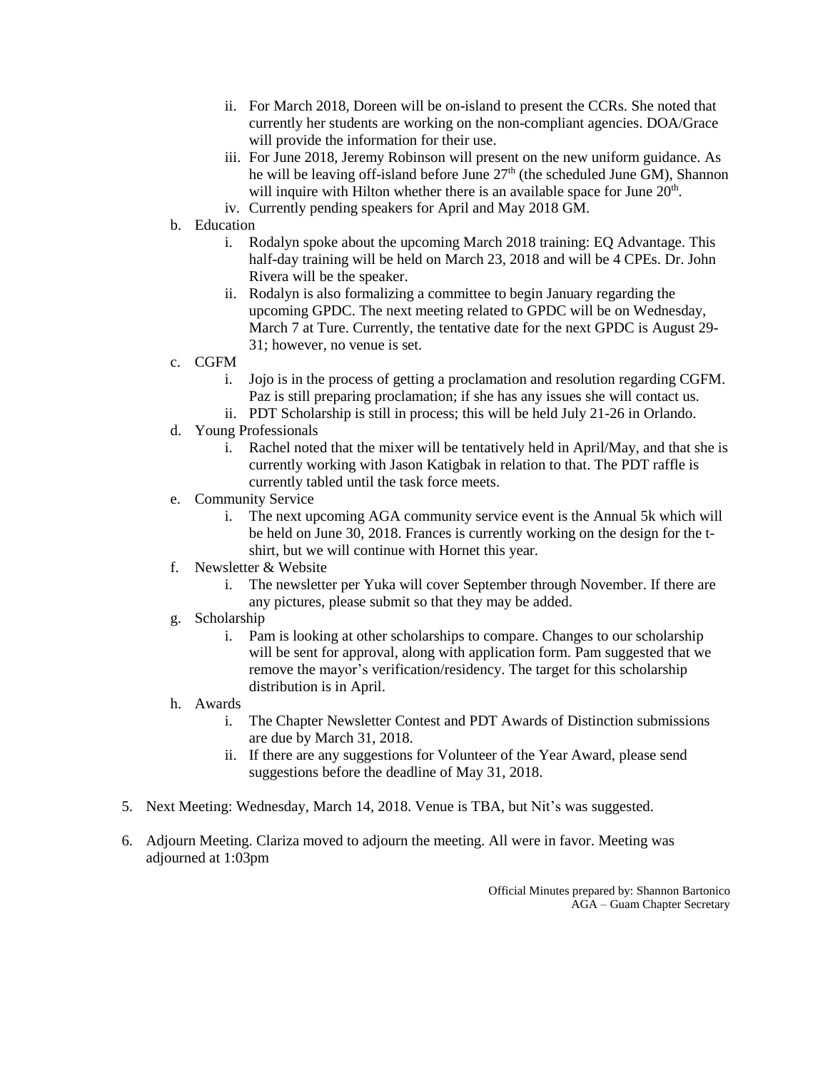ii. For March 2018, Doreen will be on-island to present the CCRs. She noted that currently her students are working on the non-compliant agencies. DOA/Grace will provide the information for their use.
   iii. For June 2018, Jeremy Robinson will present on the new uniform guidance. As he will be leaving off-island before June 27th (the scheduled June GM), Shannon will inquire with Hilton whether there is an available space for June 20th.
   iv. Currently pending speakers for April and May 2018 GM.

b. Education
   i. Rodalyn spoke about the upcoming March 2018 training: EQ Advantage. This half-day training will be held on March 23, 2018 and will be 4 CPEs. Dr. John Rivera will be the speaker.
   ii. Rodalyn is also formalizing a committee to begin January regarding the upcoming GPDC. The next meeting related to GPDC will be on Wednesday, March 7 at Ture. Currently, the tentative date for the next GPDC is August 29-31; however, no venue is set.

c. CGFM
   i. Jojo is in the process of getting a proclamation and resolution regarding CGFM. Paz is still preparing proclamation; if she has any issues she will contact us.
   ii. PDT Scholarship is still in process; this will be held July 21-26 in Orlando.

d. Young Professionals
   i. Rachel noted that the mixer will be tentatively held in April/May, and that she is currently working with Jason Katigbak in relation to that. The PDT raffle is currently tabled until the task force meets.

e. Community Service
   i. The next upcoming AGA community service event is the Annual 5k which will be held on June 30, 2018. Frances is currently working on the design for the t-shirt, but we will continue with Hornet this year.

f. Newsletter & Website
   i. The newsletter per Yuka will cover September through November. If there are any pictures, please submit so that they may be added.

g. Scholarship
   i. Pam is looking at other scholarships to compare. Changes to our scholarship will be sent for approval, along with application form. Pam suggested that we remove the mayor's verification/residency. The target for this scholarship distribution is in April.

h. Awards
   i. The Chapter Newsletter Contest and PDT Awards of Distinction submissions are due by March 31, 2018.
   ii. If there are any suggestions for Volunteer of the Year Award, please send suggestions before the deadline of May 31, 2018.

5. Next Meeting: Wednesday, March 14, 2018. Venue is TBA, but Nit's was suggested.

6. Adjourn Meeting. Clariza moved to adjourn the meeting. All were in favor. Meeting was adjourned at 1:03pm

Official Minutes prepared by: Shannon Bartonico
AGA – Guam Chapter Secretary